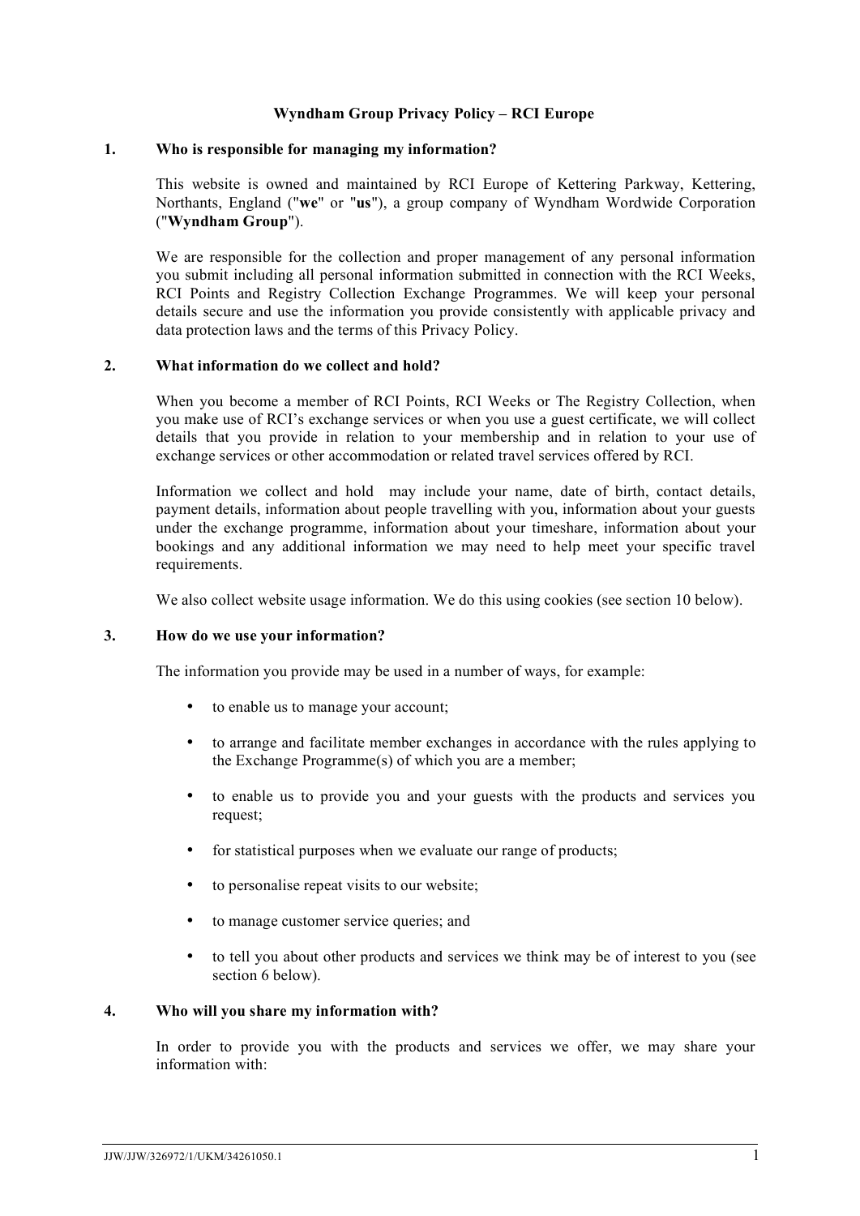# Wyndham Group Privacy Policy – RCI Europe

## 1. Who is responsible for managing my information?

This website is owned and maintained by RCI Europe of Kettering Parkway, Kettering, Northants, England ("**we**" or "**us**"), a group company of Wyndham Wordwide Corporation ("**Wyndham Group**").

We are responsible for the collection and proper management of any personal information you submit including all personal information submitted in connection with the RCI Weeks, RCI Points and Registry Collection Exchange Programmes. We will keep your personal details secure and use the information you provide consistently with applicable privacy and data protection laws and the terms of this Privacy Policy.

## 2. What information do we collect and hold?

When you become a member of RCI Points, RCI Weeks or The Registry Collection, when you make use of RCI's exchange services or when you use a guest certificate, we will collect details that you provide in relation to your membership and in relation to your use of exchange services or other accommodation or related travel services offered by RCI.

Information we collect and hold may include your name, date of birth, contact details, payment details, information about people travelling with you, information about your guests under the exchange programme, information about your timeshare, information about your bookings and any additional information we may need to help meet your specific travel requirements.

We also collect website usage information. We do this using cookies (see section 10 below).

## 3. How do we use your information?

The information you provide may be used in a number of ways, for example:

- to enable us to manage your account;
- to arrange and facilitate member exchanges in accordance with the rules applying to the Exchange Programme(s) of which you are a member;
- to enable us to provide you and your guests with the products and services you request;
- for statistical purposes when we evaluate our range of products;
- to personalise repeat visits to our website;
- to manage customer service queries; and
- to tell you about other products and services we think may be of interest to you (see section 6 below).

## 4. Who will you share my information with?

In order to provide you with the products and services we offer, we may share your information with: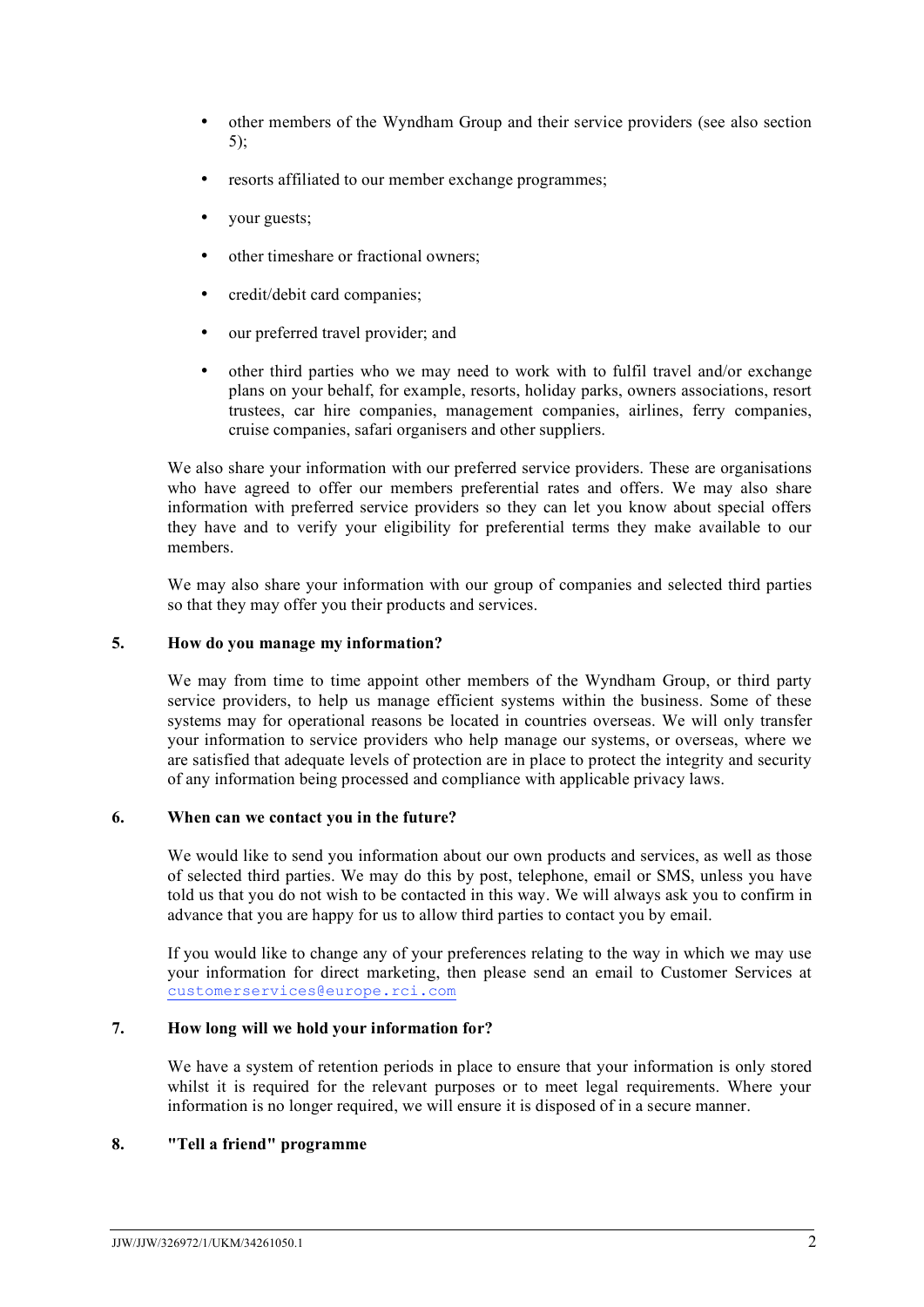- other members of the Wyndham Group and their service providers (see also section 5);
- resorts affiliated to our member exchange programmes;
- your guests;
- other timeshare or fractional owners;
- credit/debit card companies;
- our preferred travel provider; and
- other third parties who we may need to work with to fulfil travel and/or exchange plans on your behalf, for example, resorts, holiday parks, owners associations, resort trustees, car hire companies, management companies, airlines, ferry companies, cruise companies, safari organisers and other suppliers.

We also share your information with our preferred service providers. These are organisations who have agreed to offer our members preferential rates and offers. We may also share information with preferred service providers so they can let you know about special offers they have and to verify your eligibility for preferential terms they make available to our members.

We may also share your information with our group of companies and selected third parties so that they may offer you their products and services.

## 5. How do you manage my information?

We may from time to time appoint other members of the Wyndham Group, or third party service providers, to help us manage efficient systems within the business. Some of these systems may for operational reasons be located in countries overseas. We will only transfer your information to service providers who help manage our systems, or overseas, where we are satisfied that adequate levels of protection are in place to protect the integrity and security of any information being processed and compliance with applicable privacy laws.

## 6. When can we contact you in the future?

We would like to send you information about our own products and services, as well as those of selected third parties. We may do this by post, telephone, email or SMS, unless you have told us that you do not wish to be contacted in this way. We will always ask you to confirm in advance that you are happy for us to allow third parties to contact you by email.

If you would like to change any of your preferences relating to the way in which we may use your information for direct marketing, then please send an email to Customer Services at customerservices@europe.rci.com

## 7. How long will we hold your information for?

We have a system of retention periods in place to ensure that your information is only stored whilst it is required for the relevant purposes or to meet legal requirements. Where your information is no longer required, we will ensure it is disposed of in a secure manner.

## 8. "Tell a friend" programme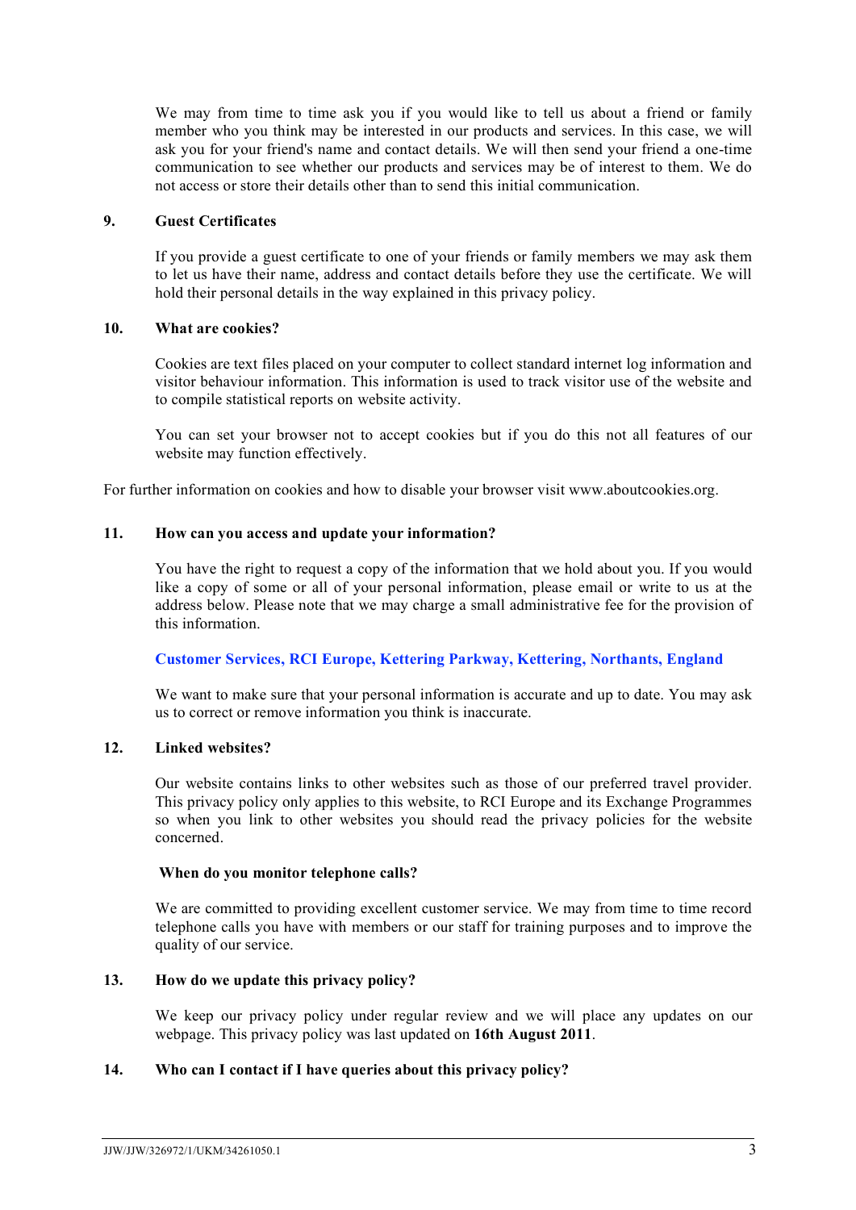We may from time to time ask you if you would like to tell us about a friend or family member who you think may be interested in our products and services. In this case, we will ask you for your friend's name and contact details. We will then send your friend a one-time communication to see whether our products and services may be of interest to them. We do not access or store their details other than to send this initial communication.

## 9. Guest Certificates

If you provide a guest certificate to one of your friends or family members we may ask them to let us have their name, address and contact details before they use the certificate. We will hold their personal details in the way explained in this privacy policy.

## 10. What are cookies?

Cookies are text files placed on your computer to collect standard internet log information and visitor behaviour information. This information is used to track visitor use of the website and to compile statistical reports on website activity.

You can set your browser not to accept cookies but if you do this not all features of our website may function effectively.

For further information on cookies and how to disable your browser visit www.aboutcookies.org.

## 11. How can you access and update your information?

You have the right to request a copy of the information that we hold about you. If you would like a copy of some or all of your personal information, please email or write to us at the address below. Please note that we may charge a small administrative fee for the provision of this information.

**Customer Services, RCI Europe, Kettering Parkway, Kettering, Northants, England**

We want to make sure that your personal information is accurate and up to date. You may ask us to correct or remove information you think is inaccurate.

## 12. Linked websites?

Our website contains links to other websites such as those of our preferred travel provider. This privacy policy only applies to this website, to RCI Europe and its Exchange Programmes so when you link to other websites you should read the privacy policies for the website concerned.

**When do you monitor telephone calls?**

We are committed to providing excellent customer service. We may from time to time record telephone calls you have with members or our staff for training purposes and to improve the quality of our service.

## 13. How do we update this privacy policy?

We keep our privacy policy under regular review and we will place any updates on our webpage. This privacy policy was last updated on **16th August 2011**.

## 14. Who can I contact if I have queries about this privacy policy?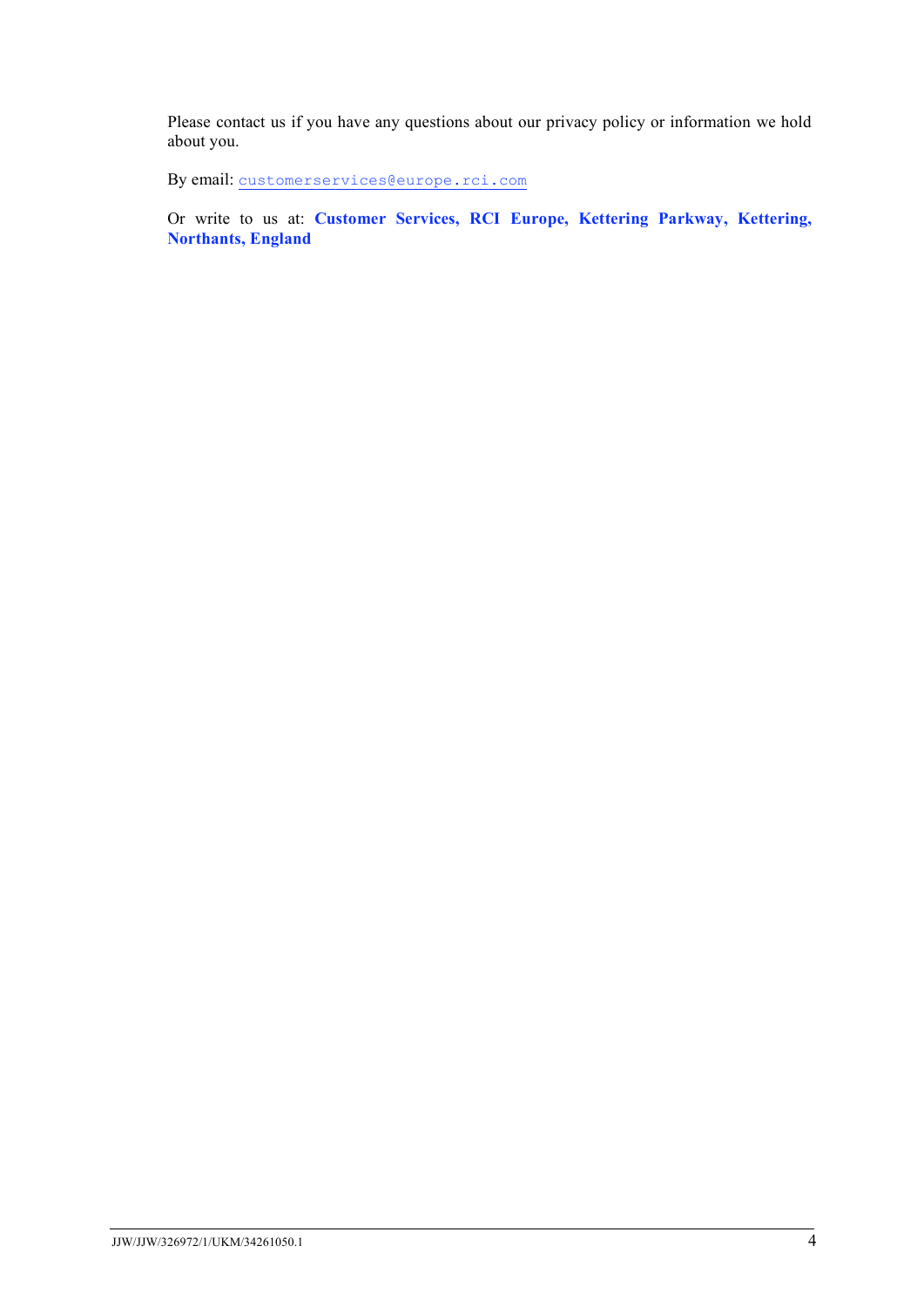Please contact us if you have any questions about our privacy policy or information we hold about you.

By email: customerservices@europe.rci.com

Or write to us at: **Customer Services, RCI Europe, Kettering Parkway, Kettering, Northants, England**